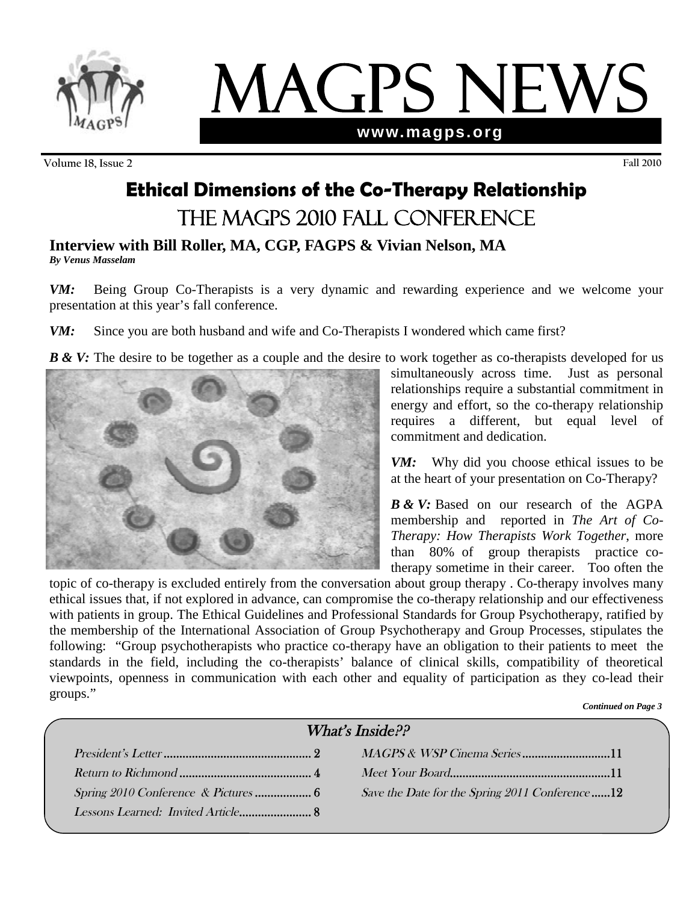# MAGPS NEWS

www.magps.org

Volume 18, Issue 2 Fall 2010

## Ethical Dimensions of the Co-Therapy Relationship

## The MAGPS 2010 Fall Conference

### Interview with Bill Roller, MA, CGP, FAGPS & Vivian Nelson, MA

***By Venus Masselam***

***VM:*** Being Group Co-Therapists is a very dynamic and rewarding experience and we welcome your presentation at this year's fall conference.

***VM:*** Since you are both husband and wife and Co-Therapists I wondered which came first?

***B & V:*** The desire to be together as a couple and the desire to work together as co-therapists developed for us simultaneously across time. Just as personal relationships require a substantial commitment in energy and effort, so the co-therapy relationship requires a different, but equal level of commitment and dedication.

***VM:*** Why did you choose ethical issues to be at the heart of your presentation on Co-Therapy?

***B & V:*** Based on our research of the AGPA membership and reported in *The Art of Co-Therapy: How Therapists Work Together*, more than 80% of group therapists practice co-therapy sometime in their career. Too often the topic of co-therapy is excluded entirely from the conversation about group therapy . Co-therapy involves many ethical issues that, if not explored in advance, can compromise the co-therapy relationship and our effectiveness with patients in group. The Ethical Guidelines and Professional Standards for Group Psychotherapy, ratified by the membership of the International Association of Group Psychotherapy and Group Processes, stipulates the following: "Group psychotherapists who practice co-therapy have an obligation to their patients to meet the standards in the field, including the co-therapists' balance of clinical skills, compatibility of theoretical viewpoints, openness in communication with each other and equality of participation as they co-lead their groups."

***Continued on Page 3***

### What's Inside??

- President's Letter .............................................. 2
- Return to Richmond .......................................... 4
- Spring 2010 Conference & Pictures .................. 6
- Lessons Learned: Invited Article....................... 8
- MAGPS & WSP Cinema Series ...........................11
- Meet Your Board...................................................11
- Save the Date for the Spring 2011 Conference ......12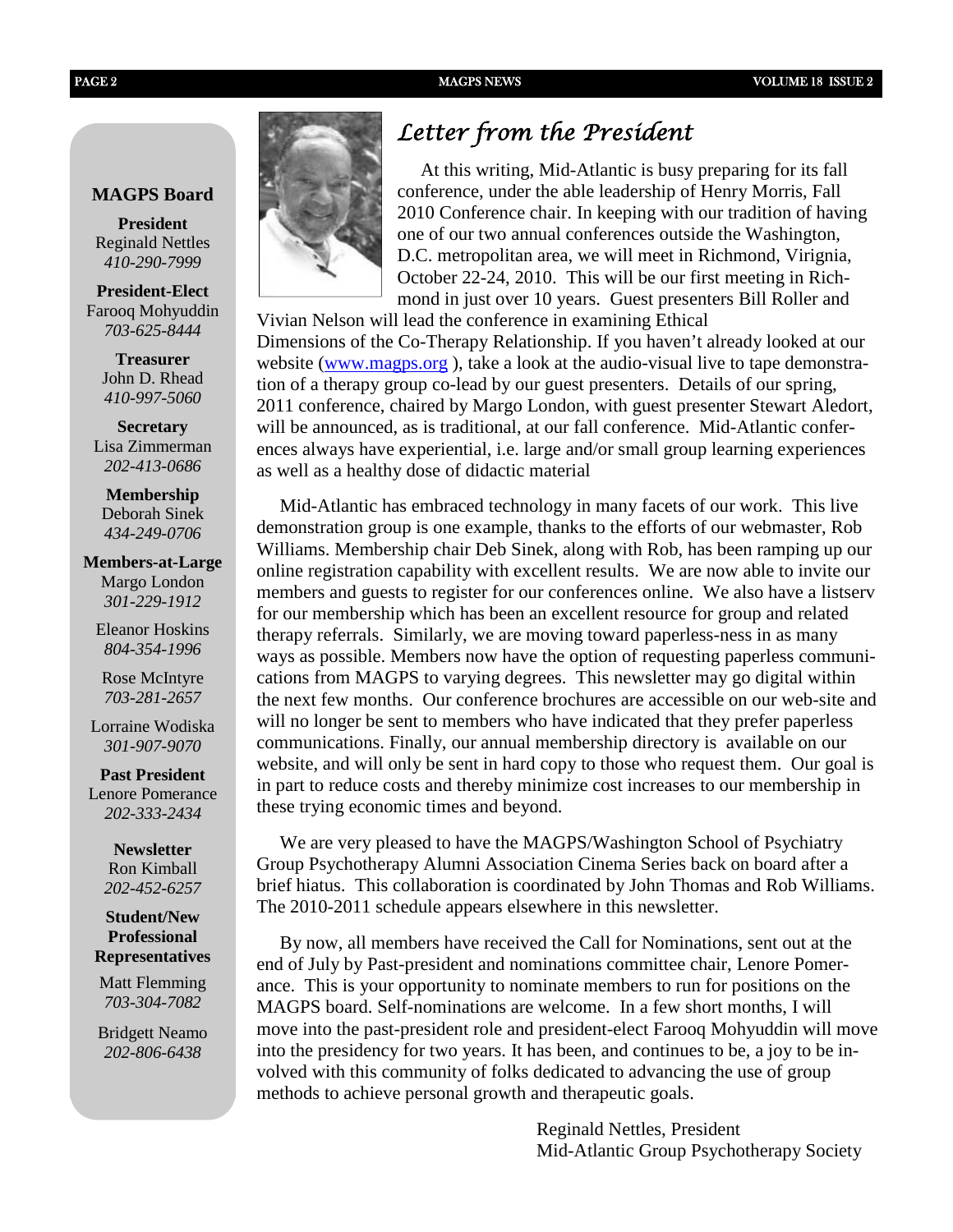## MAGPS Board

**President**
Reginald Nettles
*410-290-7999*

**President-Elect**
Farooq Mohyuddin
*703-625-8444*

**Treasurer**
John D. Rhead
*410-997-5060*

**Secretary**
Lisa Zimmerman
*202-413-0686*

**Membership**
Deborah Sinek
*434-249-0706*

**Members-at-Large**
Margo London
*301-229-1912*

Eleanor Hoskins
*804-354-1996*

Rose McIntyre
*703-281-2657*

Lorraine Wodiska
*301-907-9070*

**Past President**
Lenore Pomerance
*202-333-2434*

**Newsletter**
Ron Kimball
*202-452-6257*

**Student/New Professional Representatives**

Matt Flemming
*703-304-7082*

Bridgett Neamo
*202-806-6438*

# *Letter from the President*

At this writing, Mid-Atlantic is busy preparing for its fall conference, under the able leadership of Henry Morris, Fall 2010 Conference chair. In keeping with our tradition of having one of our two annual conferences outside the Washington, D.C. metropolitan area, we will meet in Richmond, Virignia, October 22-24, 2010. This will be our first meeting in Richmond in just over 10 years. Guest presenters Bill Roller and Vivian Nelson will lead the conference in examining Ethical Dimensions of the Co-Therapy Relationship. If you haven't already looked at our website (www.magps.org ), take a look at the audio-visual live to tape demonstration of a therapy group co-lead by our guest presenters. Details of our spring, 2011 conference, chaired by Margo London, with guest presenter Stewart Aledort, will be announced, as is traditional, at our fall conference. Mid-Atlantic conferences always have experiential, i.e. large and/or small group learning experiences as well as a healthy dose of didactic material

Mid-Atlantic has embraced technology in many facets of our work. This live demonstration group is one example, thanks to the efforts of our webmaster, Rob Williams. Membership chair Deb Sinek, along with Rob, has been ramping up our online registration capability with excellent results. We are now able to invite our members and guests to register for our conferences online. We also have a listserv for our membership which has been an excellent resource for group and related therapy referrals. Similarly, we are moving toward paperless-ness in as many ways as possible. Members now have the option of requesting paperless communications from MAGPS to varying degrees. This newsletter may go digital within the next few months. Our conference brochures are accessible on our web-site and will no longer be sent to members who have indicated that they prefer paperless communications. Finally, our annual membership directory is available on our website, and will only be sent in hard copy to those who request them. Our goal is in part to reduce costs and thereby minimize cost increases to our membership in these trying economic times and beyond.

We are very pleased to have the MAGPS/Washington School of Psychiatry Group Psychotherapy Alumni Association Cinema Series back on board after a brief hiatus. This collaboration is coordinated by John Thomas and Rob Williams. The 2010-2011 schedule appears elsewhere in this newsletter.

By now, all members have received the Call for Nominations, sent out at the end of July by Past-president and nominations committee chair, Lenore Pomerance. This is your opportunity to nominate members to run for positions on the MAGPS board. Self-nominations are welcome. In a few short months, I will move into the past-president role and president-elect Farooq Mohyuddin will move into the presidency for two years. It has been, and continues to be, a joy to be involved with this community of folks dedicated to advancing the use of group methods to achieve personal growth and therapeutic goals.

Reginald Nettles, President
Mid-Atlantic Group Psychotherapy Society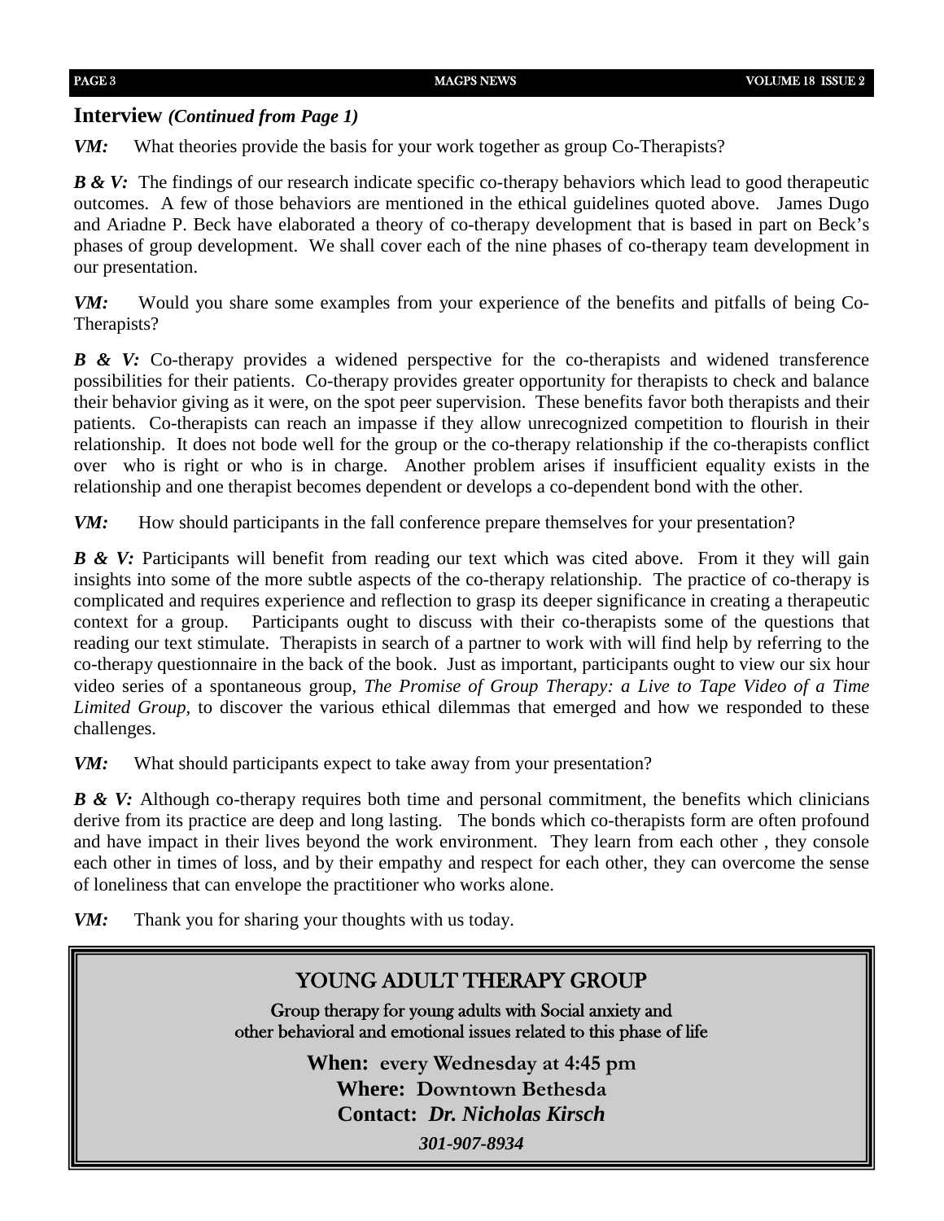## Interview *(Continued from Page 1)*

***VM:*** What theories provide the basis for your work together as group Co-Therapists?

***B & V:*** The findings of our research indicate specific co-therapy behaviors which lead to good therapeutic outcomes. A few of those behaviors are mentioned in the ethical guidelines quoted above. James Dugo and Ariadne P. Beck have elaborated a theory of co-therapy development that is based in part on Beck's phases of group development. We shall cover each of the nine phases of co-therapy team development in our presentation.

***VM:*** Would you share some examples from your experience of the benefits and pitfalls of being Co-Therapists?

***B & V:*** Co-therapy provides a widened perspective for the co-therapists and widened transference possibilities for their patients. Co-therapy provides greater opportunity for therapists to check and balance their behavior giving as it were, on the spot peer supervision. These benefits favor both therapists and their patients. Co-therapists can reach an impasse if they allow unrecognized competition to flourish in their relationship. It does not bode well for the group or the co-therapy relationship if the co-therapists conflict over who is right or who is in charge. Another problem arises if insufficient equality exists in the relationship and one therapist becomes dependent or develops a co-dependent bond with the other.

***VM:*** How should participants in the fall conference prepare themselves for your presentation?

***B & V:*** Participants will benefit from reading our text which was cited above. From it they will gain insights into some of the more subtle aspects of the co-therapy relationship. The practice of co-therapy is complicated and requires experience and reflection to grasp its deeper significance in creating a therapeutic context for a group. Participants ought to discuss with their co-therapists some of the questions that reading our text stimulate. Therapists in search of a partner to work with will find help by referring to the co-therapy questionnaire in the back of the book. Just as important, participants ought to view our six hour video series of a spontaneous group, *The Promise of Group Therapy: a Live to Tape Video of a Time Limited Group*, to discover the various ethical dilemmas that emerged and how we responded to these challenges.

***VM:*** What should participants expect to take away from your presentation?

***B & V:*** Although co-therapy requires both time and personal commitment, the benefits which clinicians derive from its practice are deep and long lasting. The bonds which co-therapists form are often profound and have impact in their lives beyond the work environment. They learn from each other , they console each other in times of loss, and by their empathy and respect for each other, they can overcome the sense of loneliness that can envelope the practitioner who works alone.

***VM:*** Thank you for sharing your thoughts with us today.

---

### YOUNG ADULT THERAPY GROUP

Group therapy for young adults with Social anxiety and other behavioral and emotional issues related to this phase of life

**When:** every Wednesday at 4:45 pm
**Where:** Downtown Bethesda
**Contact:** ***Dr. Nicholas Kirsch***
***301-907-8934***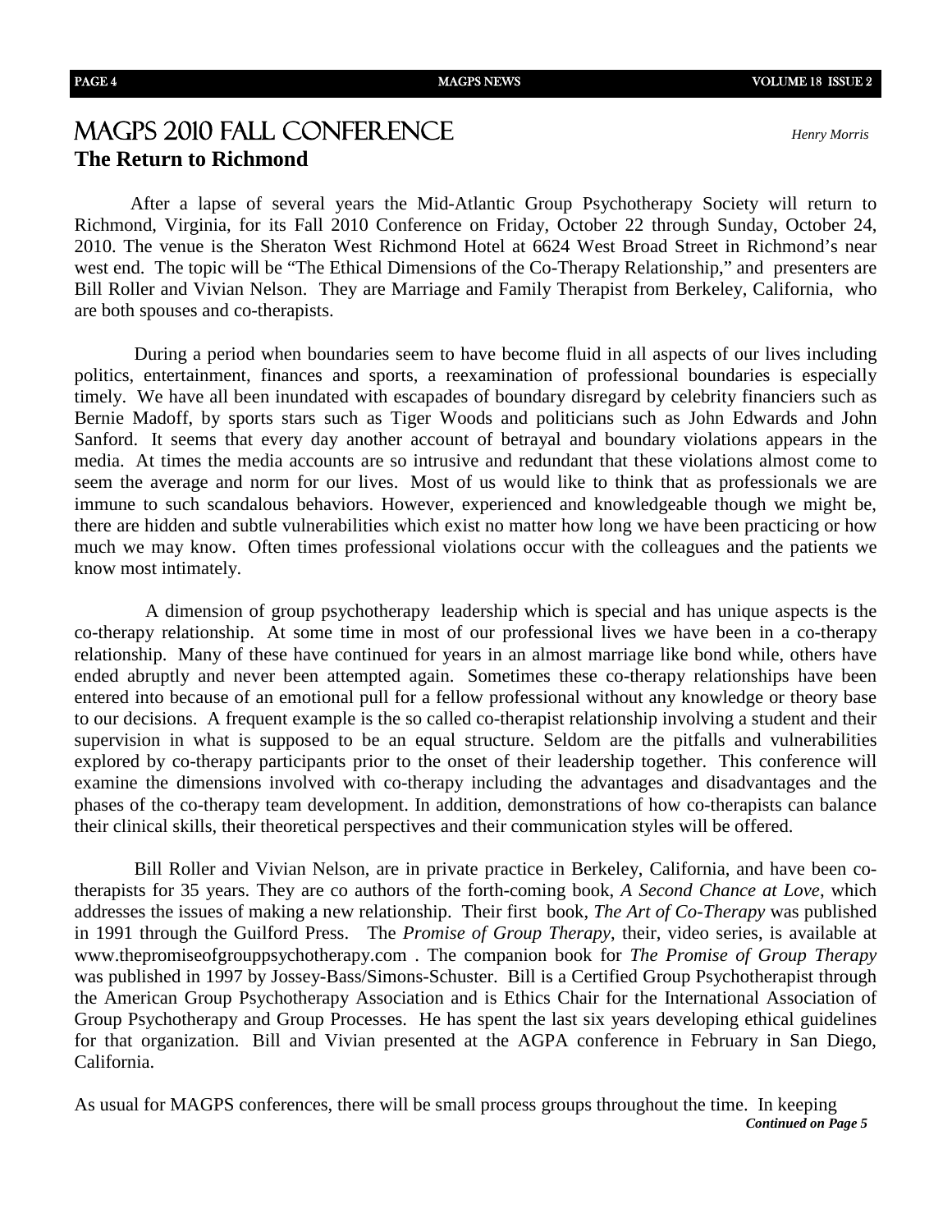# MAGPS 2010 Fall Conference

*Henry Morris*

## The Return to Richmond

After a lapse of several years the Mid-Atlantic Group Psychotherapy Society will return to Richmond, Virginia, for its Fall 2010 Conference on Friday, October 22 through Sunday, October 24, 2010. The venue is the Sheraton West Richmond Hotel at 6624 West Broad Street in Richmond's near west end. The topic will be "The Ethical Dimensions of the Co-Therapy Relationship," and presenters are Bill Roller and Vivian Nelson. They are Marriage and Family Therapist from Berkeley, California, who are both spouses and co-therapists.

During a period when boundaries seem to have become fluid in all aspects of our lives including politics, entertainment, finances and sports, a reexamination of professional boundaries is especially timely. We have all been inundated with escapades of boundary disregard by celebrity financiers such as Bernie Madoff, by sports stars such as Tiger Woods and politicians such as John Edwards and John Sanford. It seems that every day another account of betrayal and boundary violations appears in the media. At times the media accounts are so intrusive and redundant that these violations almost come to seem the average and norm for our lives. Most of us would like to think that as professionals we are immune to such scandalous behaviors. However, experienced and knowledgeable though we might be, there are hidden and subtle vulnerabilities which exist no matter how long we have been practicing or how much we may know. Often times professional violations occur with the colleagues and the patients we know most intimately.

A dimension of group psychotherapy leadership which is special and has unique aspects is the co-therapy relationship. At some time in most of our professional lives we have been in a co-therapy relationship. Many of these have continued for years in an almost marriage like bond while, others have ended abruptly and never been attempted again. Sometimes these co-therapy relationships have been entered into because of an emotional pull for a fellow professional without any knowledge or theory base to our decisions. A frequent example is the so called co-therapist relationship involving a student and their supervision in what is supposed to be an equal structure. Seldom are the pitfalls and vulnerabilities explored by co-therapy participants prior to the onset of their leadership together. This conference will examine the dimensions involved with co-therapy including the advantages and disadvantages and the phases of the co-therapy team development. In addition, demonstrations of how co-therapists can balance their clinical skills, their theoretical perspectives and their communication styles will be offered.

Bill Roller and Vivian Nelson, are in private practice in Berkeley, California, and have been co-therapists for 35 years. They are co authors of the forth-coming book, *A Second Chance at Love*, which addresses the issues of making a new relationship. Their first book, *The Art of Co-Therapy* was published in 1991 through the Guilford Press. The *Promise of Group Therapy*, their, video series, is available at www.thepromiseofgrouppsychotherapy.com . The companion book for *The Promise of Group Therapy* was published in 1997 by Jossey-Bass/Simons-Schuster. Bill is a Certified Group Psychotherapist through the American Group Psychotherapy Association and is Ethics Chair for the International Association of Group Psychotherapy and Group Processes. He has spent the last six years developing ethical guidelines for that organization. Bill and Vivian presented at the AGPA conference in February in San Diego, California.

As usual for MAGPS conferences, there will be small process groups throughout the time. In keeping

***Continued on Page 5***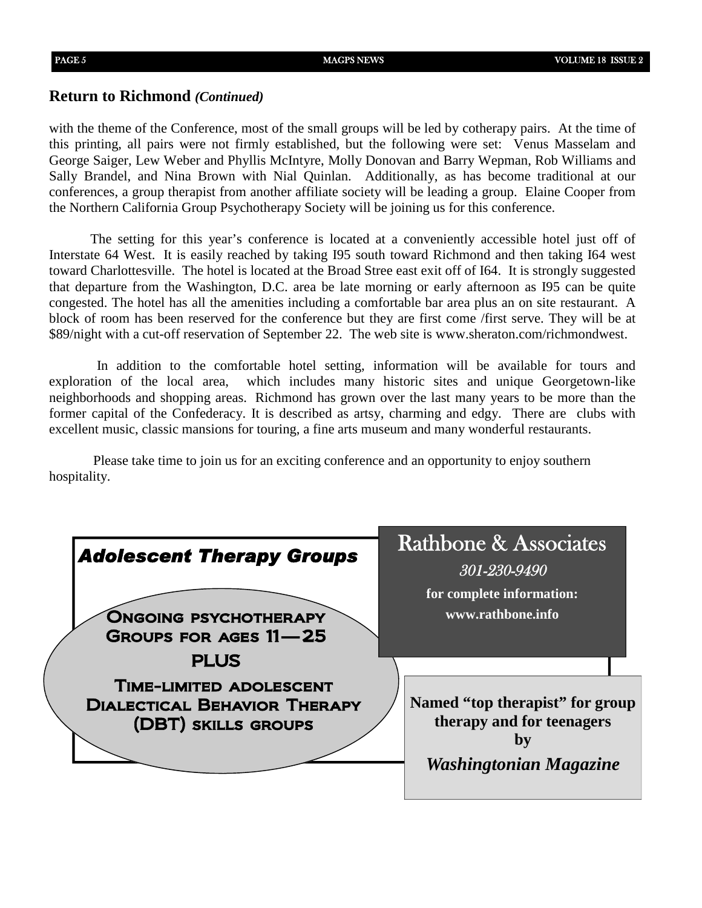## Return to Richmond *(Continued)*

with the theme of the Conference, most of the small groups will be led by cotherapy pairs. At the time of this printing, all pairs were not firmly established, but the following were set: Venus Masselam and George Saiger, Lew Weber and Phyllis McIntyre, Molly Donovan and Barry Wepman, Rob Williams and Sally Brandel, and Nina Brown with Nial Quinlan. Additionally, as has become traditional at our conferences, a group therapist from another affiliate society will be leading a group. Elaine Cooper from the Northern California Group Psychotherapy Society will be joining us for this conference.

The setting for this year's conference is located at a conveniently accessible hotel just off of Interstate 64 West. It is easily reached by taking I95 south toward Richmond and then taking I64 west toward Charlottesville. The hotel is located at the Broad Stree east exit off of I64. It is strongly suggested that departure from the Washington, D.C. area be late morning or early afternoon as I95 can be quite congested. The hotel has all the amenities including a comfortable bar area plus an on site restaurant. A block of room has been reserved for the conference but they are first come /first serve. They will be at $89/night with a cut-off reservation of September 22. The web site is www.sheraton.com/richmondwest.

In addition to the comfortable hotel setting, information will be available for tours and exploration of the local area, which includes many historic sites and unique Georgetown-like neighborhoods and shopping areas. Richmond has grown over the last many years to be more than the former capital of the Confederacy. It is described as artsy, charming and edgy. There are clubs with excellent music, classic mansions for touring, a fine arts museum and many wonderful restaurants.

Please take time to join us for an exciting conference and an opportunity to enjoy southern hospitality.

***Adolescent Therapy Groups***

**Ongoing psychotherapy Groups for ages 11—25**

**PLUS**

**Time-limited adolescent Dialectical Behavior Therapy (DBT) skills groups**

**Rathbone & Associates**

*301-230-9490*

**for complete information:**
**www.rathbone.info**

**Named "top therapist" for group therapy and for teenagers by**
***Washingtonian Magazine***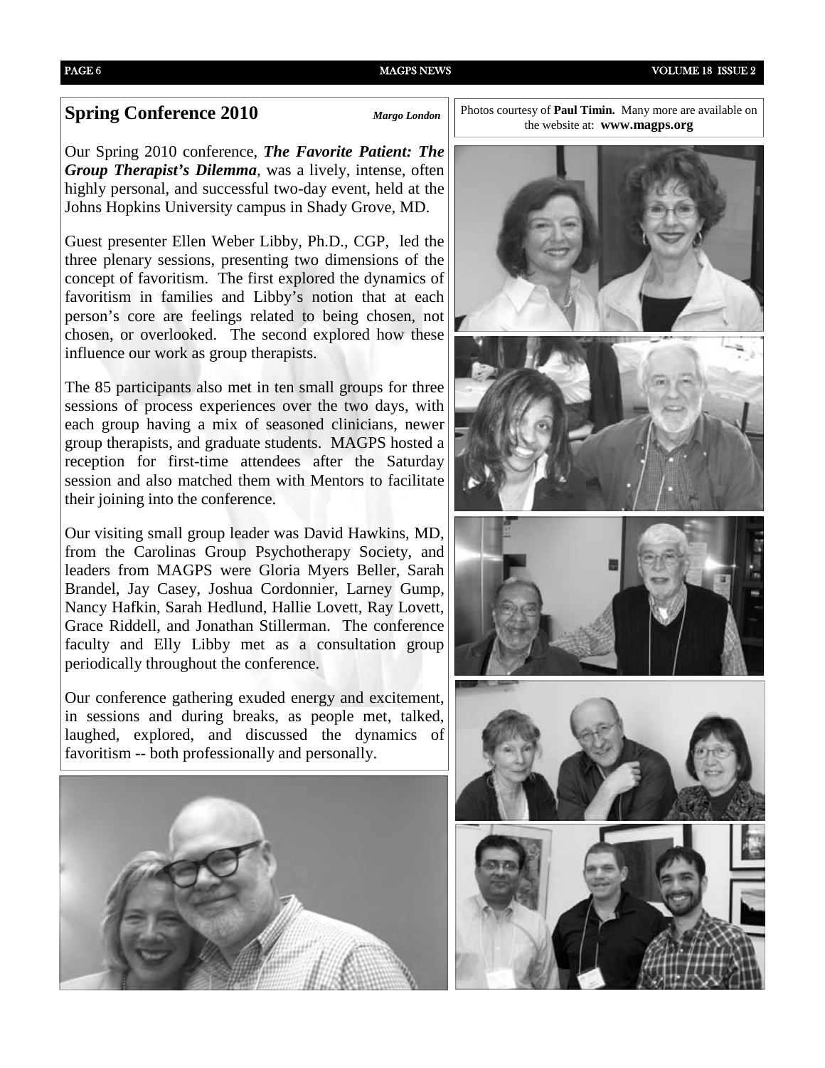## Spring Conference 2010

*Margo London*

Our Spring 2010 conference, ***The Favorite Patient: The Group Therapist's Dilemma***, was a lively, intense, often highly personal, and successful two-day event, held at the Johns Hopkins University campus in Shady Grove, MD.

Guest presenter Ellen Weber Libby, Ph.D., CGP, led the three plenary sessions, presenting two dimensions of the concept of favoritism. The first explored the dynamics of favoritism in families and Libby's notion that at each person's core are feelings related to being chosen, not chosen, or overlooked. The second explored how these influence our work as group therapists.

The 85 participants also met in ten small groups for three sessions of process experiences over the two days, with each group having a mix of seasoned clinicians, newer group therapists, and graduate students. MAGPS hosted a reception for first-time attendees after the Saturday session and also matched them with Mentors to facilitate their joining into the conference.

Our visiting small group leader was David Hawkins, MD, from the Carolinas Group Psychotherapy Society, and leaders from MAGPS were Gloria Myers Beller, Sarah Brandel, Jay Casey, Joshua Cordonnier, Larney Gump, Nancy Hafkin, Sarah Hedlund, Hallie Lovett, Ray Lovett, Grace Riddell, and Jonathan Stillerman. The conference faculty and Elly Libby met as a consultation group periodically throughout the conference.

Our conference gathering exuded energy and excitement, in sessions and during breaks, as people met, talked, laughed, explored, and discussed the dynamics of favoritism -- both professionally and personally.

Photos courtesy of **Paul Timin.** Many more are available on the website at: **www.magps.org**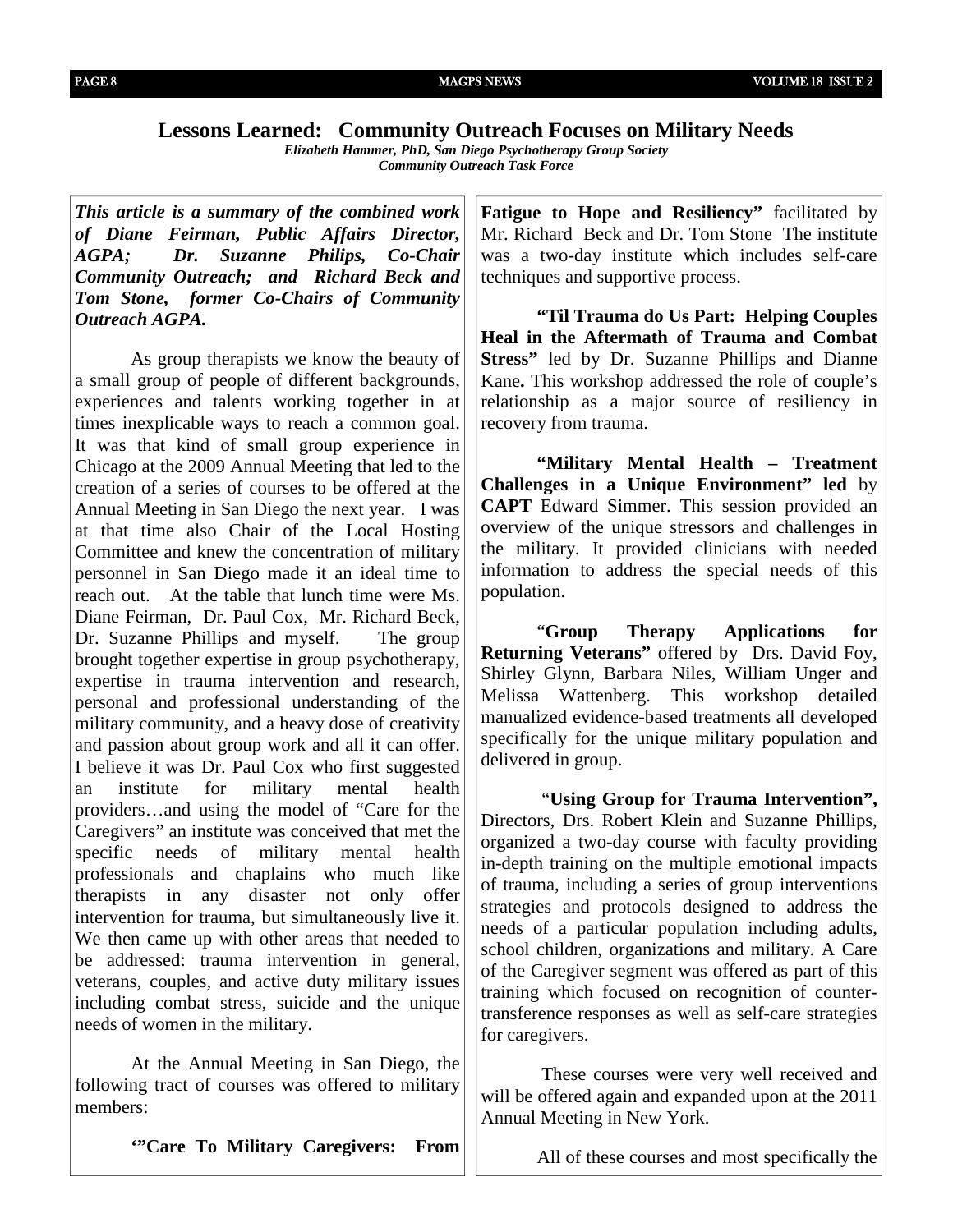## Lessons Learned: Community Outreach Focuses on Military Needs

***Elizabeth Hammer, PhD, San Diego Psychotherapy Group Society***
***Community Outreach Task Force***

***This article is a summary of the combined work of Diane Feirman, Public Affairs Director, AGPA; Dr. Suzanne Philips, Co-Chair Community Outreach; and Richard Beck and Tom Stone, former Co-Chairs of Community Outreach AGPA.***

As group therapists we know the beauty of a small group of people of different backgrounds, experiences and talents working together in at times inexplicable ways to reach a common goal. It was that kind of small group experience in Chicago at the 2009 Annual Meeting that led to the creation of a series of courses to be offered at the Annual Meeting in San Diego the next year. I was at that time also Chair of the Local Hosting Committee and knew the concentration of military personnel in San Diego made it an ideal time to reach out. At the table that lunch time were Ms. Diane Feirman, Dr. Paul Cox, Mr. Richard Beck, Dr. Suzanne Phillips and myself. The group brought together expertise in group psychotherapy, expertise in trauma intervention and research, personal and professional understanding of the military community, and a heavy dose of creativity and passion about group work and all it can offer. I believe it was Dr. Paul Cox who first suggested an institute for military mental health providers…and using the model of "Care for the Caregivers" an institute was conceived that met the specific needs of military mental health professionals and chaplains who much like therapists in any disaster not only offer intervention for trauma, but simultaneously live it. We then came up with other areas that needed to be addressed: trauma intervention in general, veterans, couples, and active duty military issues including combat stress, suicide and the unique needs of women in the military.

At the Annual Meeting in San Diego, the following tract of courses was offered to military members:

**'"Care To Military Caregivers: From Fatigue to Hope and Resiliency"** facilitated by Mr. Richard Beck and Dr. Tom Stone The institute was a two-day institute which includes self-care techniques and supportive process.

**"Til Trauma do Us Part: Helping Couples Heal in the Aftermath of Trauma and Combat Stress"** led by Dr. Suzanne Phillips and Dianne Kane**.** This workshop addressed the role of couple's relationship as a major source of resiliency in recovery from trauma.

**"Military Mental Health – Treatment Challenges in a Unique Environment" led** by **CAPT** Edward Simmer. This session provided an overview of the unique stressors and challenges in the military. It provided clinicians with needed information to address the special needs of this population.

"**Group Therapy Applications for Returning Veterans"** offered by Drs. David Foy, Shirley Glynn, Barbara Niles, William Unger and Melissa Wattenberg. This workshop detailed manualized evidence-based treatments all developed specifically for the unique military population and delivered in group.

"**Using Group for Trauma Intervention",** Directors, Drs. Robert Klein and Suzanne Phillips, organized a two-day course with faculty providing in-depth training on the multiple emotional impacts of trauma, including a series of group interventions strategies and protocols designed to address the needs of a particular population including adults, school children, organizations and military. A Care of the Caregiver segment was offered as part of this training which focused on recognition of counter-transference responses as well as self-care strategies for caregivers.

These courses were very well received and will be offered again and expanded upon at the 2011 Annual Meeting in New York.

All of these courses and most specifically the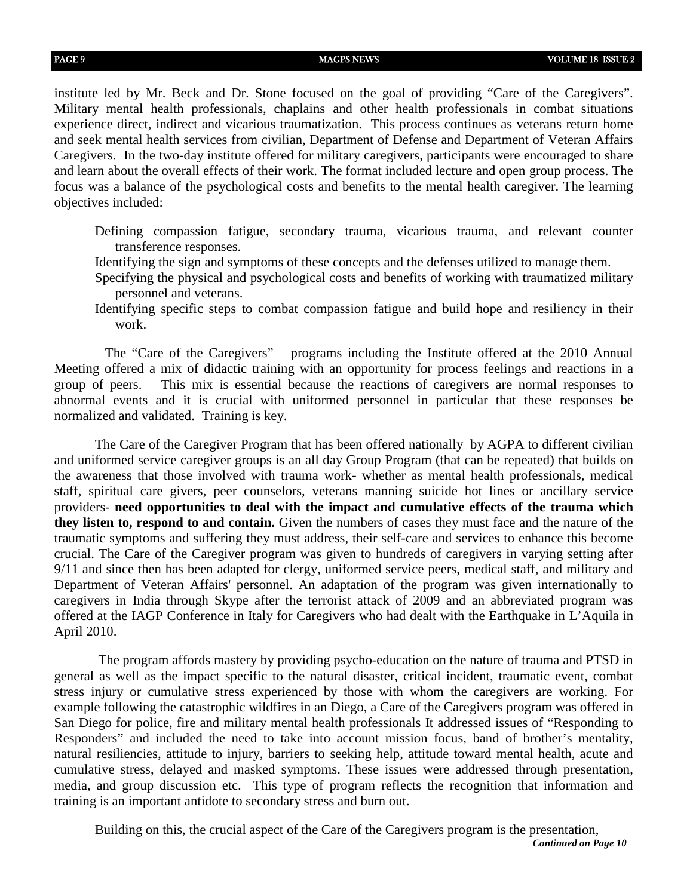institute led by Mr. Beck and Dr. Stone focused on the goal of providing "Care of the Caregivers". Military mental health professionals, chaplains and other health professionals in combat situations experience direct, indirect and vicarious traumatization. This process continues as veterans return home and seek mental health services from civilian, Department of Defense and Department of Veteran Affairs Caregivers. In the two-day institute offered for military caregivers, participants were encouraged to share and learn about the overall effects of their work. The format included lecture and open group process. The focus was a balance of the psychological costs and benefits to the mental health caregiver. The learning objectives included:

- Defining compassion fatigue, secondary trauma, vicarious trauma, and relevant counter transference responses.
- Identifying the sign and symptoms of these concepts and the defenses utilized to manage them.
- Specifying the physical and psychological costs and benefits of working with traumatized military personnel and veterans.
- Identifying specific steps to combat compassion fatigue and build hope and resiliency in their work.

The "Care of the Caregivers" programs including the Institute offered at the 2010 Annual Meeting offered a mix of didactic training with an opportunity for process feelings and reactions in a group of peers. This mix is essential because the reactions of caregivers are normal responses to abnormal events and it is crucial with uniformed personnel in particular that these responses be normalized and validated. Training is key.

The Care of the Caregiver Program that has been offered nationally by AGPA to different civilian and uniformed service caregiver groups is an all day Group Program (that can be repeated) that builds on the awareness that those involved with trauma work- whether as mental health professionals, medical staff, spiritual care givers, peer counselors, veterans manning suicide hot lines or ancillary service providers- **need opportunities to deal with the impact and cumulative effects of the trauma which they listen to, respond to and contain.** Given the numbers of cases they must face and the nature of the traumatic symptoms and suffering they must address, their self-care and services to enhance this become crucial. The Care of the Caregiver program was given to hundreds of caregivers in varying setting after 9/11 and since then has been adapted for clergy, uniformed service peers, medical staff, and military and Department of Veteran Affairs' personnel. An adaptation of the program was given internationally to caregivers in India through Skype after the terrorist attack of 2009 and an abbreviated program was offered at the IAGP Conference in Italy for Caregivers who had dealt with the Earthquake in L'Aquila in April 2010.

The program affords mastery by providing psycho-education on the nature of trauma and PTSD in general as well as the impact specific to the natural disaster, critical incident, traumatic event, combat stress injury or cumulative stress experienced by those with whom the caregivers are working. For example following the catastrophic wildfires in an Diego, a Care of the Caregivers program was offered in San Diego for police, fire and military mental health professionals It addressed issues of "Responding to Responders" and included the need to take into account mission focus, band of brother's mentality, natural resiliencies, attitude to injury, barriers to seeking help, attitude toward mental health, acute and cumulative stress, delayed and masked symptoms. These issues were addressed through presentation, media, and group discussion etc. This type of program reflects the recognition that information and training is an important antidote to secondary stress and burn out.

Building on this, the crucial aspect of the Care of the Caregivers program is the presentation,

***Continued on Page 10***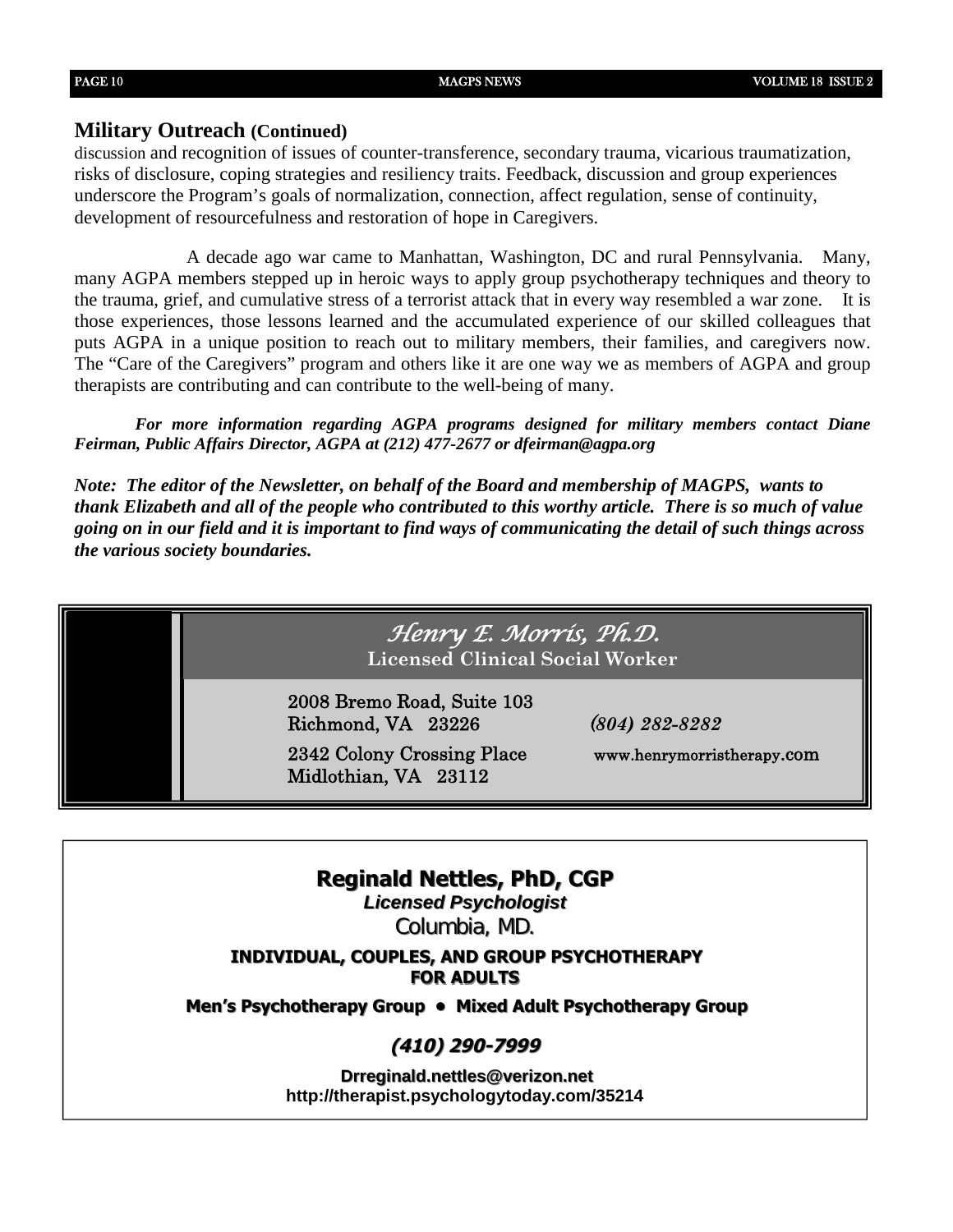## Military Outreach (Continued)

discussion and recognition of issues of counter-transference, secondary trauma, vicarious traumatization, risks of disclosure, coping strategies and resiliency traits. Feedback, discussion and group experiences underscore the Program's goals of normalization, connection, affect regulation, sense of continuity, development of resourcefulness and restoration of hope in Caregivers.

A decade ago war came to Manhattan, Washington, DC and rural Pennsylvania. Many, many AGPA members stepped up in heroic ways to apply group psychotherapy techniques and theory to the trauma, grief, and cumulative stress of a terrorist attack that in every way resembled a war zone. It is those experiences, those lessons learned and the accumulated experience of our skilled colleagues that puts AGPA in a unique position to reach out to military members, their families, and caregivers now. The "Care of the Caregivers" program and others like it are one way we as members of AGPA and group therapists are contributing and can contribute to the well-being of many.

***For more information regarding AGPA programs designed for military members contact Diane Feirman, Public Affairs Director, AGPA at (212) 477-2677 or dfeirman@agpa.org***

***Note: The editor of the Newsletter, on behalf of the Board and membership of MAGPS, wants to thank Elizabeth and all of the people who contributed to this worthy article. There is so much of value going on in our field and it is important to find ways of communicating the detail of such things across the various society boundaries.***

---

*Henry E. Morris, Ph.D.*

**Licensed Clinical Social Worker**

2008 Bremo Road, Suite 103
Richmond, VA 23226

*(804) 282-8282*

2342 Colony Crossing Place
Midlothian, VA 23112

www.henrymorristherapy.com

---

**Reginald Nettles, PhD, CGP**

***Licensed Psychologist***

Columbia, MD.

**INDIVIDUAL, COUPLES, AND GROUP PSYCHOTHERAPY FOR ADULTS**

**Men's Psychotherapy Group • Mixed Adult Psychotherapy Group**

***(410) 290-7999***

**Drreginald.nettles@verizon.net**
**http://therapist.psychologytoday.com/35214**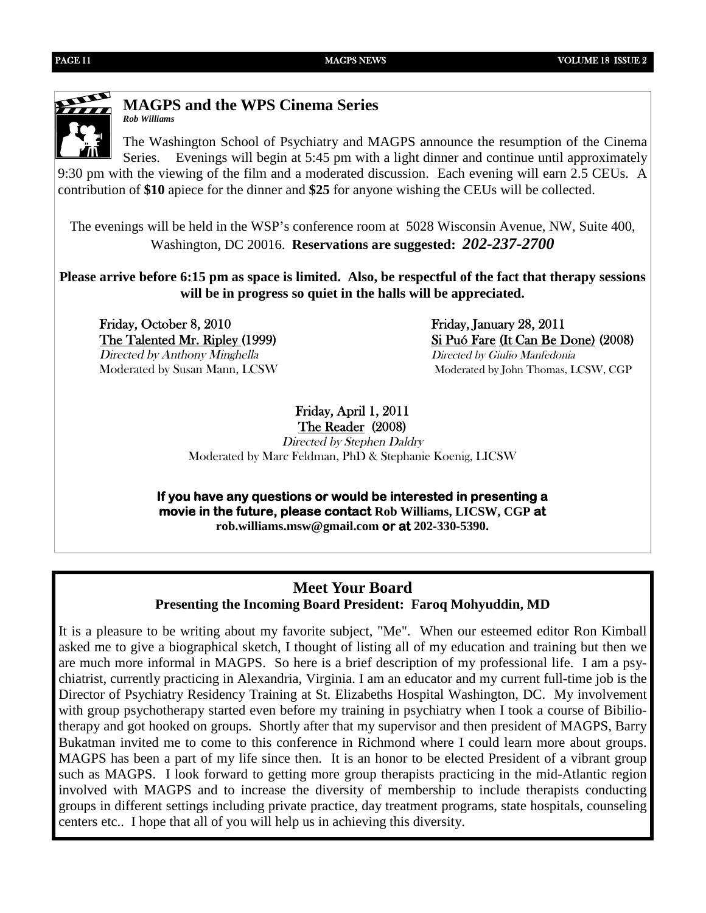## MAGPS and the WPS Cinema Series

***Rob Williams***

The Washington School of Psychiatry and MAGPS announce the resumption of the Cinema Series. Evenings will begin at 5:45 pm with a light dinner and continue until approximately 9:30 pm with the viewing of the film and a moderated discussion. Each evening will earn 2.5 CEUs. A contribution of **$10** apiece for the dinner and **$25** for anyone wishing the CEUs will be collected.

The evenings will be held in the WSP's conference room at 5028 Wisconsin Avenue, NW, Suite 400, Washington, DC 20016. **Reservations are suggested:** ***202-237-2700***

**Please arrive before 6:15 pm as space is limited. Also, be respectful of the fact that therapy sessions will be in progress so quiet in the halls will be appreciated.**

Friday, October 8, 2010
The Talented Mr. Ripley (1999)
*Directed by Anthony Minghella*
Moderated by Susan Mann, LCSW

Friday, January 28, 2011
Si Puó Fare (It Can Be Done) (2008)
*Directed by Giulio Manfedonia*
Moderated by John Thomas, LCSW, CGP

Friday, April 1, 2011
The Reader (2008)
*Directed by Stephen Daldry*
Moderated by Marc Feldman, PhD & Stephanie Koenig, LICSW

**If you have any questions or would be interested in presenting a movie in the future, please contact Rob Williams, LICSW, CGP at rob.williams.msw@gmail.com or at 202-330-5390.**

## Meet Your Board

### Presenting the Incoming Board President: Faroq Mohyuddin, MD

It is a pleasure to be writing about my favorite subject, "Me". When our esteemed editor Ron Kimball asked me to give a biographical sketch, I thought of listing all of my education and training but then we are much more informal in MAGPS. So here is a brief description of my professional life. I am a psychiatrist, currently practicing in Alexandria, Virginia. I am an educator and my current full-time job is the Director of Psychiatry Residency Training at St. Elizabeths Hospital Washington, DC. My involvement with group psychotherapy started even before my training in psychiatry when I took a course of Bibiliotherapy and got hooked on groups. Shortly after that my supervisor and then president of MAGPS, Barry Bukatman invited me to come to this conference in Richmond where I could learn more about groups. MAGPS has been a part of my life since then. It is an honor to be elected President of a vibrant group such as MAGPS. I look forward to getting more group therapists practicing in the mid-Atlantic region involved with MAGPS and to increase the diversity of membership to include therapists conducting groups in different settings including private practice, day treatment programs, state hospitals, counseling centers etc.. I hope that all of you will help us in achieving this diversity.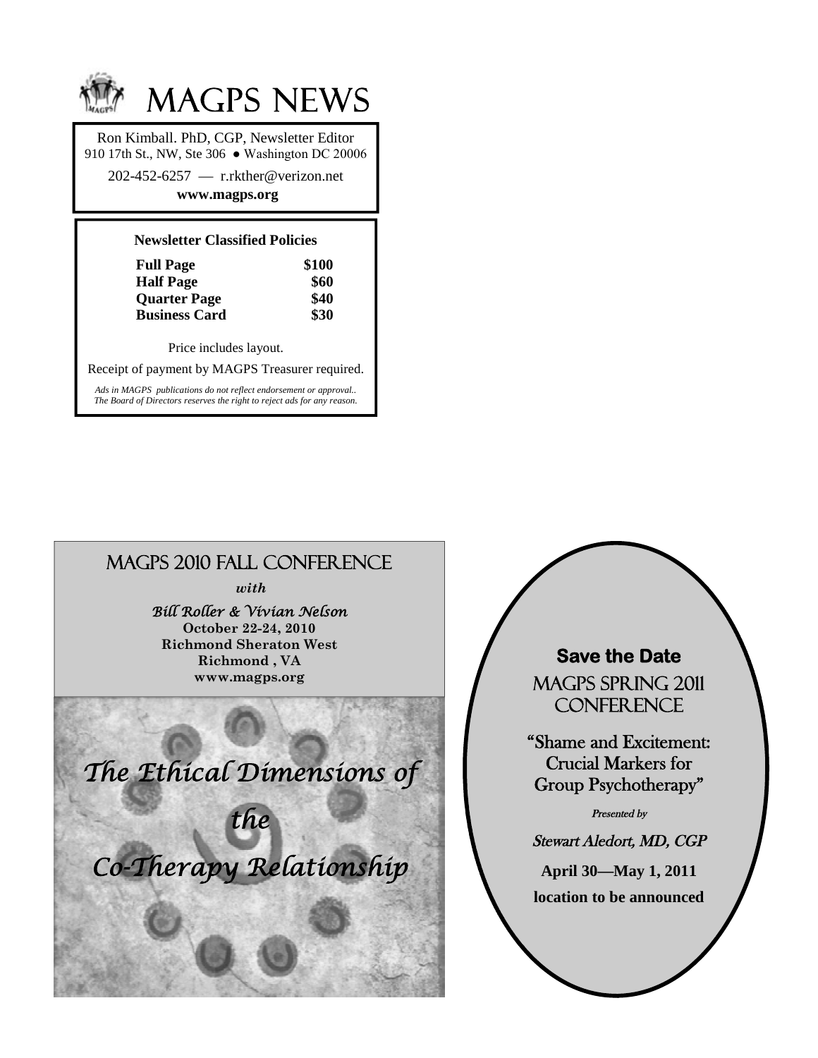# MAGPS NEWS

Ron Kimball. PhD, CGP, Newsletter Editor
910 17th St., NW, Ste 306 ● Washington DC 20006

202-452-6257 — r.rkther@verizon.net

**www.magps.org**

**Newsletter Classified Policies**

| | |
|---|---|
| **Full Page** | **$100** |
| **Half Page** | **$60** |
| **Quarter Page** | **$40** |
| **Business Card** | **$30** |

Price includes layout.

Receipt of payment by MAGPS Treasurer required.

*Ads in MAGPS publications do not reflect endorsement or approval.. The Board of Directors reserves the right to reject ads for any reason.*

## MAGPS 2010 FALL CONFERENCE

*with*

*Bill Roller & Vivian Nelson*

**October 22-24, 2010**
**Richmond Sheraton West**
**Richmond , VA**
**www.magps.org**

*The Ethical Dimensions of the Co-Therapy Relationship*

**Save the Date**

## MAGPS SPRING 2011 CONFERENCE

"Shame and Excitement: Crucial Markers for Group Psychotherapy"

*Presented by*

*Stewart Aledort, MD, CGP*

**April 30—May 1, 2011**

**location to be announced**